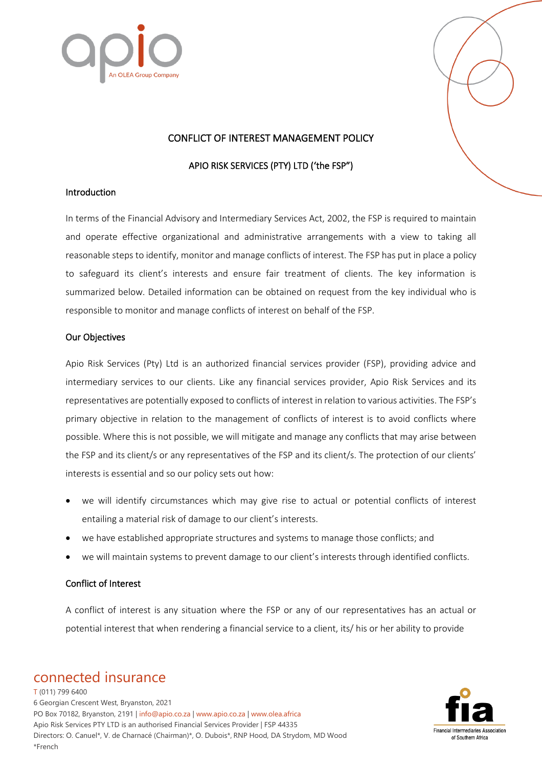# CONFLICT OF INTEREST MANAGEMENT POLICY

## APIO RISK SERVICES (PTY) LTD ('the FSP")

### Introduction

In terms of the Financial Advisory and Intermediary Services Act, 2002, the FSP is required to maintain and operate effective organizational and administrative arrangements with a view to taking all reasonable steps to identify, monitor and manage conflicts of interest. The FSP has put in place a policy to safeguard its client's interests and ensure fair treatment of clients. The key information is summarized below. Detailed information can be obtained on request from the key individual who is responsible to monitor and manage conflicts of interest on behalf of the FSP.

### Our Objectives

Apio Risk Services (Pty) Ltd is an authorized financial services provider (FSP), providing advice and intermediary services to our clients. Like any financial services provider, Apio Risk Services and its representatives are potentially exposed to conflicts of interest in relation to various activities. The FSP's primary objective in relation to the management of conflicts of interest is to avoid conflicts where possible. Where this is not possible, we will mitigate and manage any conflicts that may arise between the FSP and its client/s or any representatives of the FSP and its client/s. The protection of our clients' interests is essential and so our policy sets out how:

- we will identify circumstances which may give rise to actual or potential conflicts of interest entailing a material risk of damage to our client's interests.
- we have established appropriate structures and systems to manage those conflicts; and
- we will maintain systems to prevent damage to our client's interests through identified conflicts.

### Conflict of Interest

A conflict of interest is any situation where the FSP or any of our representatives has an actual or potential interest that when rendering a financial service to a client, its/ his or her ability to provide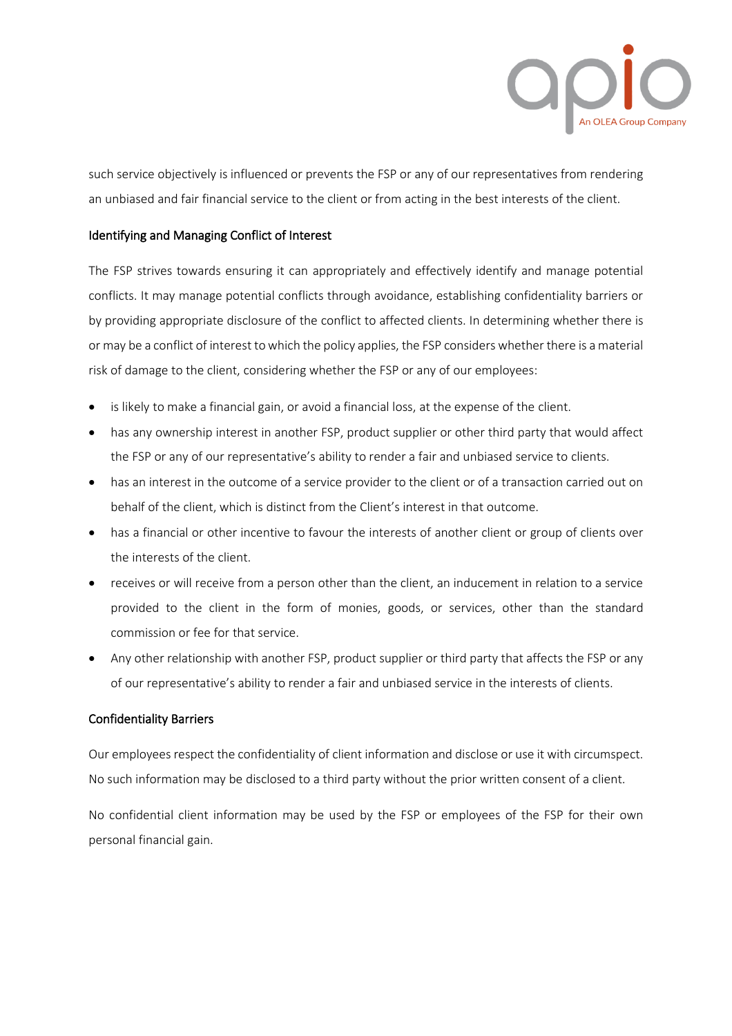such service objectively is influenced or prevents the FSP or any of our representatives from rendering an unbiased and fair financial service to the client or from acting in the best interests of the client.

### Identifying and Managing Conflict of Interest

The FSP strives towards ensuring it can appropriately and effectively identify and manage potential conflicts. It may manage potential conflicts through avoidance, establishing confidentiality barriers or by providing appropriate disclosure of the conflict to affected clients. In determining whether there is or may be a conflict of interest to which the policy applies, the FSP considers whether there is a material risk of damage to the client, considering whether the FSP or any of our employees:

- is likely to make a financial gain, or avoid a financial loss, at the expense of the client.
- has any ownership interest in another FSP, product supplier or other third party that would affect the FSP or any of our representative's ability to render a fair and unbiased service to clients.
- has an interest in the outcome of a service provider to the client or of a transaction carried out on behalf of the client, which is distinct from the Client's interest in that outcome.
- has a financial or other incentive to favour the interests of another client or group of clients over the interests of the client.
- receives or will receive from a person other than the client, an inducement in relation to a service provided to the client in the form of monies, goods, or services, other than the standard commission or fee for that service.
- Any other relationship with another FSP, product supplier or third party that affects the FSP or any of our representative's ability to render a fair and unbiased service in the interests of clients.

### Confidentiality Barriers

Our employees respect the confidentiality of client information and disclose or use it with circumspect. No such information may be disclosed to a third party without the prior written consent of a client.

No confidential client information may be used by the FSP or employees of the FSP for their own personal financial gain.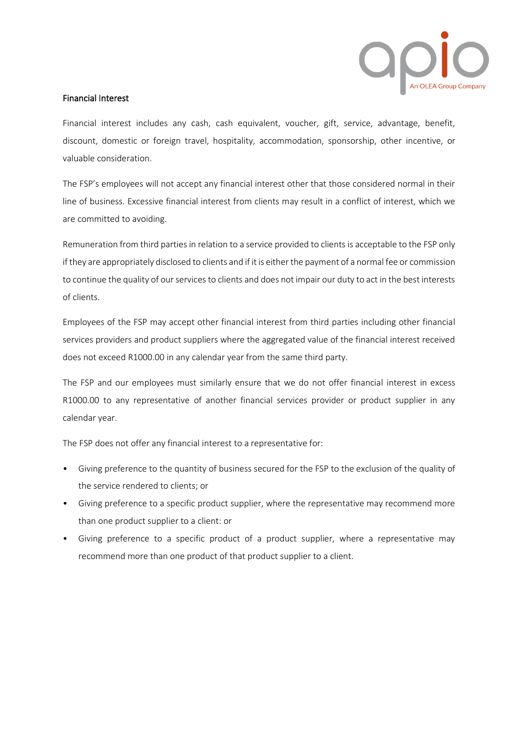## Financial Interest

Financial interest includes any cash, cash equivalent, voucher, gift, service, advantage, benefit, discount, domestic or foreign travel, hospitality, accommodation, sponsorship, other incentive, or valuable consideration.

The FSP's employees will not accept any financial interest other that those considered normal in their line of business. Excessive financial interest from clients may result in a conflict of interest, which we are committed to avoiding.

Remuneration from third parties in relation to a service provided to clients is acceptable to the FSP only if they are appropriately disclosed to clients and if it is either the payment of a normal fee or commission to continue the quality of our services to clients and does not impair our duty to act in the best interests of clients.

Employees of the FSP may accept other financial interest from third parties including other financial services providers and product suppliers where the aggregated value of the financial interest received does not exceed R1000.00 in any calendar year from the same third party.

The FSP and our employees must similarly ensure that we do not offer financial interest in excess R1000.00 to any representative of another financial services provider or product supplier in any calendar year.

The FSP does not offer any financial interest to a representative for:

- Giving preference to the quantity of business secured for the FSP to the exclusion of the quality of the service rendered to clients; or
- Giving preference to a specific product supplier, where the representative may recommend more than one product supplier to a client: or
- Giving preference to a specific product of a product supplier, where a representative may recommend more than one product of that product supplier to a client.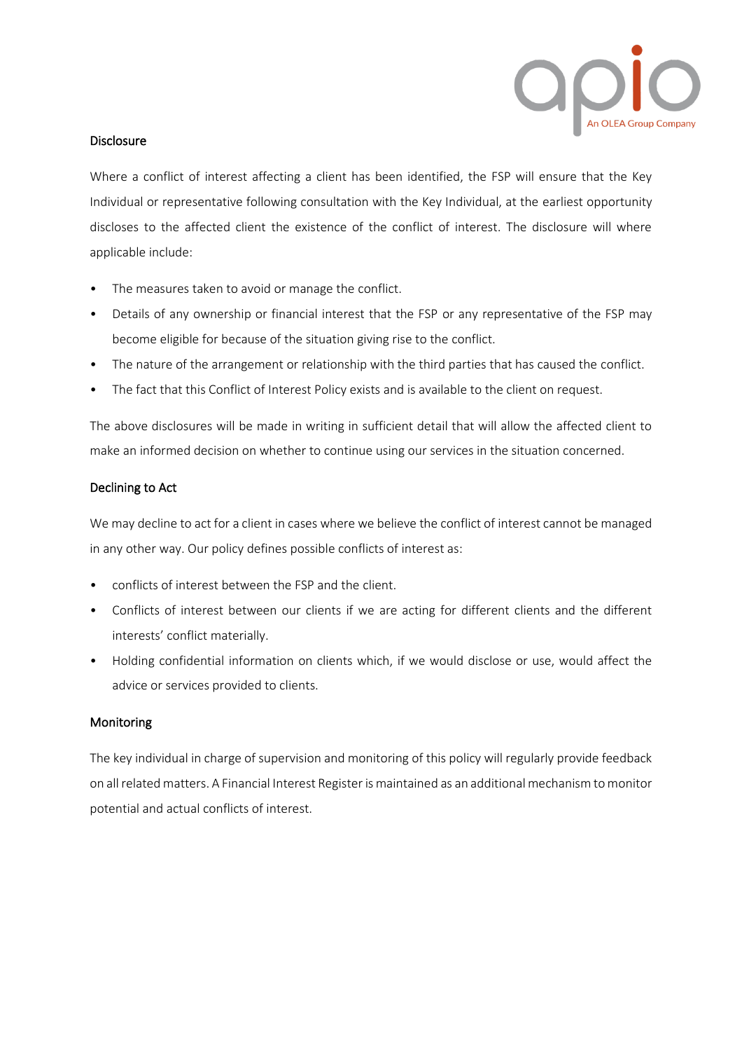## Disclosure

Where a conflict of interest affecting a client has been identified, the FSP will ensure that the Key Individual or representative following consultation with the Key Individual, at the earliest opportunity discloses to the affected client the existence of the conflict of interest. The disclosure will where applicable include:

- The measures taken to avoid or manage the conflict.
- Details of any ownership or financial interest that the FSP or any representative of the FSP may become eligible for because of the situation giving rise to the conflict.
- The nature of the arrangement or relationship with the third parties that has caused the conflict.
- The fact that this Conflict of Interest Policy exists and is available to the client on request.

The above disclosures will be made in writing in sufficient detail that will allow the affected client to make an informed decision on whether to continue using our services in the situation concerned.

## Declining to Act

We may decline to act for a client in cases where we believe the conflict of interest cannot be managed in any other way. Our policy defines possible conflicts of interest as:

- conflicts of interest between the FSP and the client.
- Conflicts of interest between our clients if we are acting for different clients and the different interests' conflict materially.
- Holding confidential information on clients which, if we would disclose or use, would affect the advice or services provided to clients.

## Monitoring

The key individual in charge of supervision and monitoring of this policy will regularly provide feedback on all related matters. A Financial Interest Register is maintained as an additional mechanism to monitor potential and actual conflicts of interest.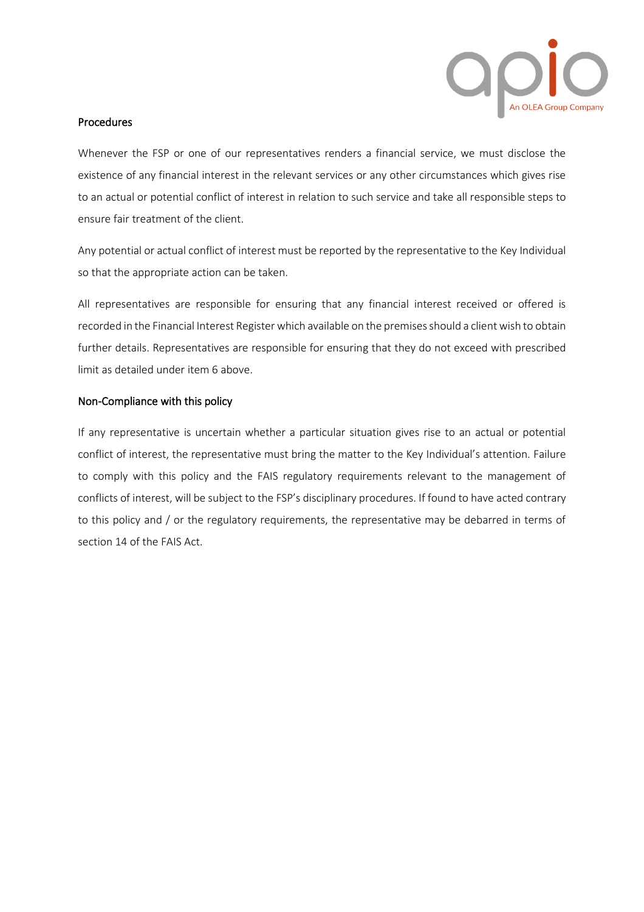## Procedures

Whenever the FSP or one of our representatives renders a financial service, we must disclose the existence of any financial interest in the relevant services or any other circumstances which gives rise to an actual or potential conflict of interest in relation to such service and take all responsible steps to ensure fair treatment of the client.

Any potential or actual conflict of interest must be reported by the representative to the Key Individual so that the appropriate action can be taken.

All representatives are responsible for ensuring that any financial interest received or offered is recorded in the Financial Interest Register which available on the premises should a client wish to obtain further details. Representatives are responsible for ensuring that they do not exceed with prescribed limit as detailed under item 6 above.

## Non-Compliance with this policy

If any representative is uncertain whether a particular situation gives rise to an actual or potential conflict of interest, the representative must bring the matter to the Key Individual's attention. Failure to comply with this policy and the FAIS regulatory requirements relevant to the management of conflicts of interest, will be subject to the FSP's disciplinary procedures. If found to have acted contrary to this policy and / or the regulatory requirements, the representative may be debarred in terms of section 14 of the FAIS Act.